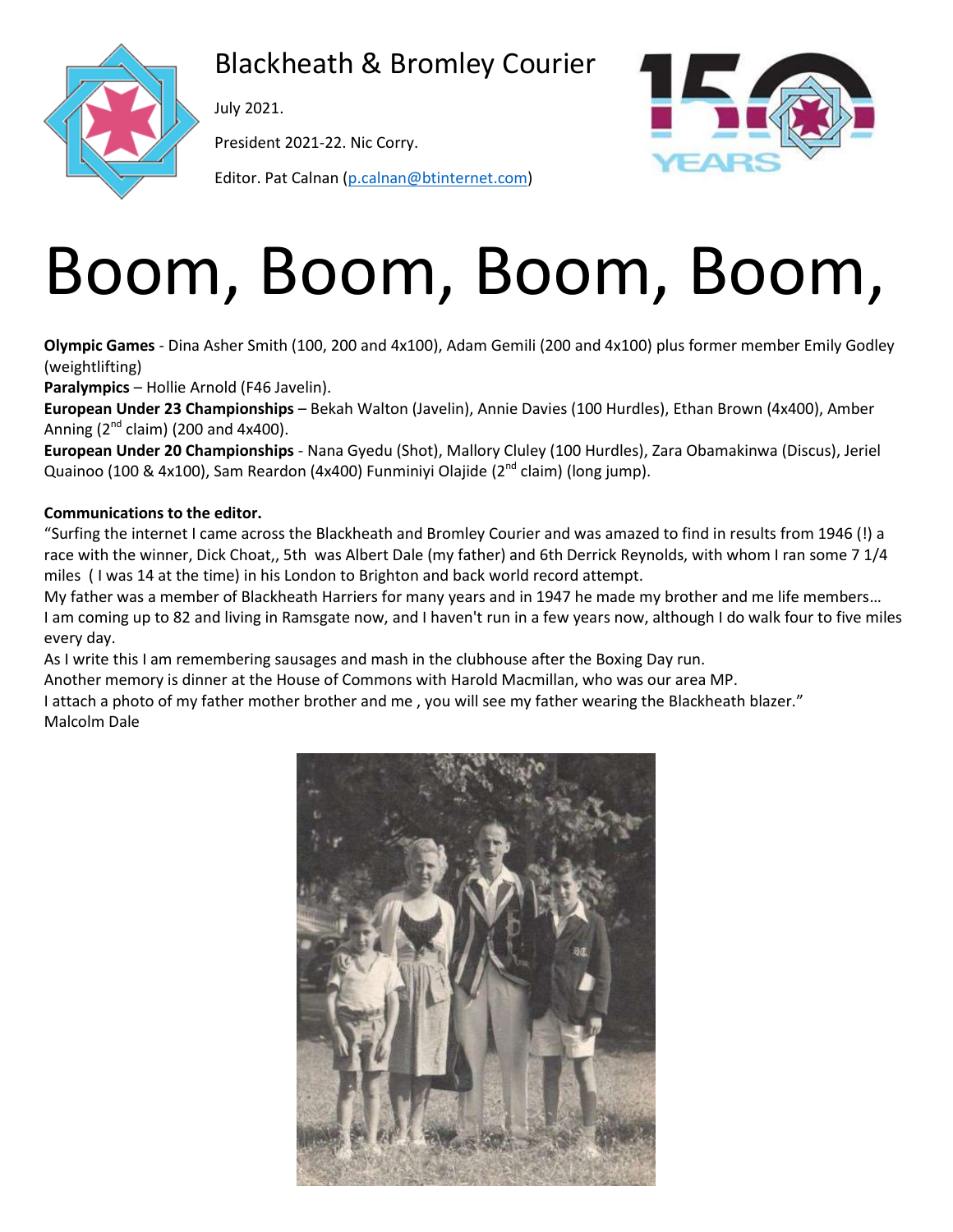# Blackheath & Bromley Courier

July 2021.

President 2021-22. Nic Corry.

Editor. Pat Calnan (p.calnan@btinternet.com)

# Boom, Boom, Boom, Boom,

**Olympic Games** - Dina Asher Smith (100, 200 and 4x100), Adam Gemili (200 and 4x100) plus former member Emily Godley (weightlifting)

**Paralympics** – Hollie Arnold (F46 Javelin).

**European Under 23 Championships** – Bekah Walton (Javelin), Annie Davies (100 Hurdles), Ethan Brown (4x400), Amber Anning (2nd claim) (200 and 4x400).

**European Under 20 Championships** - Nana Gyedu (Shot), Mallory Cluley (100 Hurdles), Zara Obamakinwa (Discus), Jeriel Quainoo (100 & 4x100), Sam Reardon (4x400) Funminiyi Olajide (2nd claim) (long jump).

**Communications to the editor.**

"Surfing the internet I came across the Blackheath and Bromley Courier and was amazed to find in results from 1946 (!) a race with the winner, Dick Choat,, 5th was Albert Dale (my father) and 6th Derrick Reynolds, with whom I ran some 7 1/4 miles ( I was 14 at the time) in his London to Brighton and back world record attempt.

My father was a member of Blackheath Harriers for many years and in 1947 he made my brother and me life members…

I am coming up to 82 and living in Ramsgate now, and I haven't run in a few years now, although I do walk four to five miles every day.

As I write this I am remembering sausages and mash in the clubhouse after the Boxing Day run.

Another memory is dinner at the House of Commons with Harold Macmillan, who was our area MP.

I attach a photo of my father mother brother and me , you will see my father wearing the Blackheath blazer."

Malcolm Dale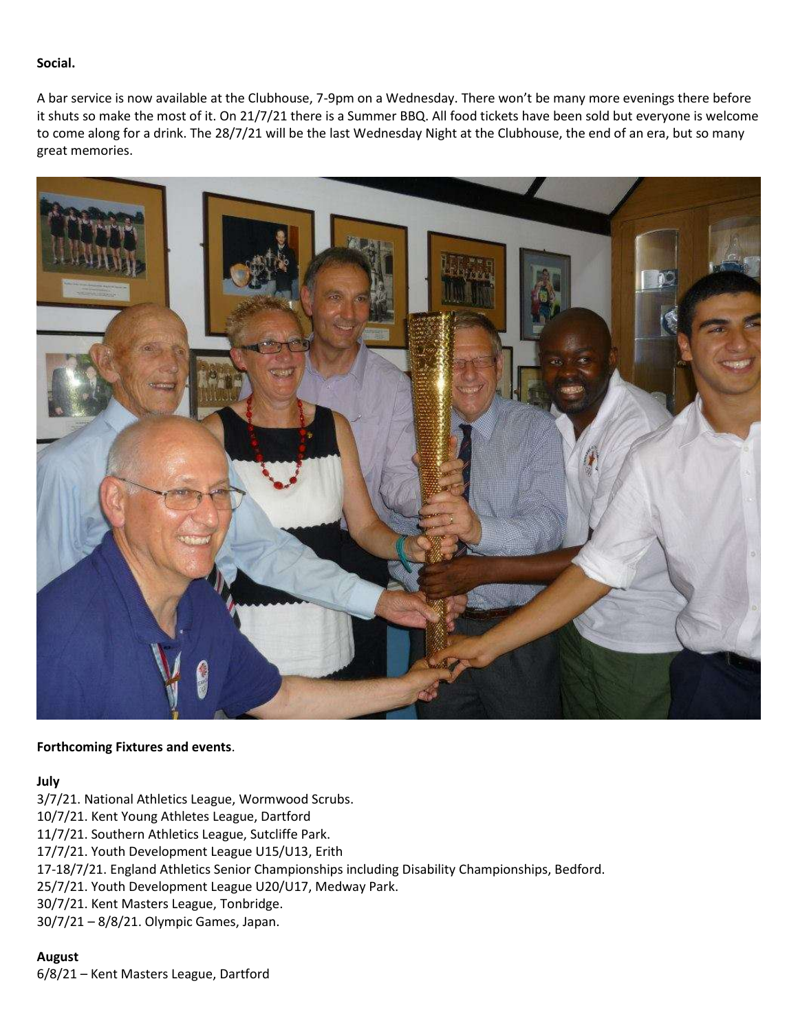**Social.**

A bar service is now available at the Clubhouse, 7-9pm on a Wednesday. There won't be many more evenings there before it shuts so make the most of it. On 21/7/21 there is a Summer BBQ. All food tickets have been sold but everyone is welcome to come along for a drink. The 28/7/21 will be the last Wednesday Night at the Clubhouse, the end of an era, but so many great memories.

**Forthcoming Fixtures and events**.

**July**

3/7/21. National Athletics League, Wormwood Scrubs.
10/7/21. Kent Young Athletes League, Dartford
11/7/21. Southern Athletics League, Sutcliffe Park.
17/7/21. Youth Development League U15/U13, Erith
17-18/7/21. England Athletics Senior Championships including Disability Championships, Bedford.
25/7/21. Youth Development League U20/U17, Medway Park.
30/7/21. Kent Masters League, Tonbridge.
30/7/21 – 8/8/21. Olympic Games, Japan.

**August**

6/8/21 – Kent Masters League, Dartford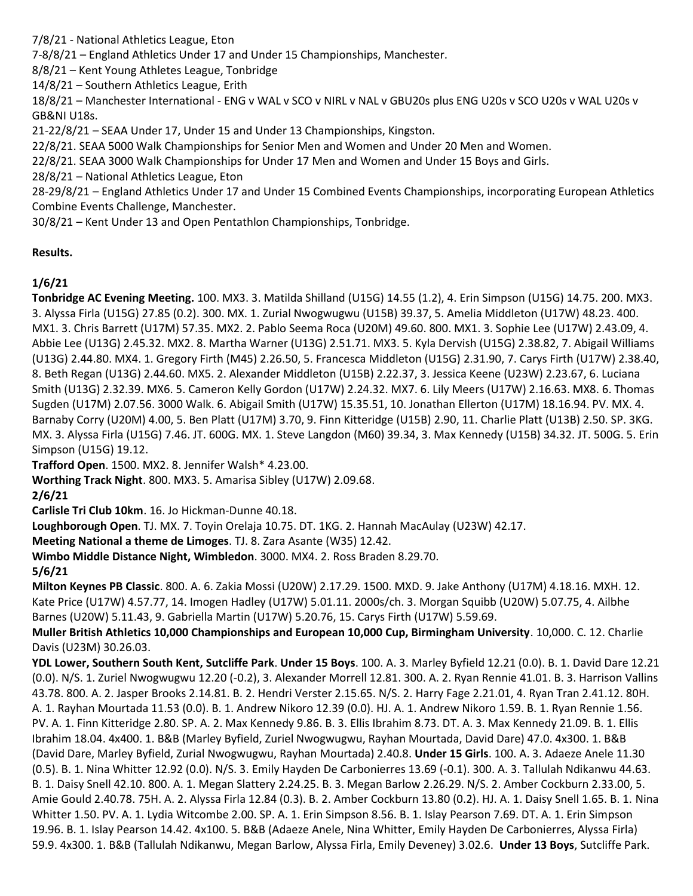7/8/21 - National Athletics League, Eton

7-8/8/21 – England Athletics Under 17 and Under 15 Championships, Manchester.

8/8/21 – Kent Young Athletes League, Tonbridge

14/8/21 – Southern Athletics League, Erith

18/8/21 – Manchester International - ENG v WAL v SCO v NIRL v NAL v GBU20s plus ENG U20s v SCO U20s v WAL U20s v GB&NI U18s.

21-22/8/21 – SEAA Under 17, Under 15 and Under 13 Championships, Kingston.

22/8/21. SEAA 5000 Walk Championships for Senior Men and Women and Under 20 Men and Women.

22/8/21. SEAA 3000 Walk Championships for Under 17 Men and Women and Under 15 Boys and Girls.

28/8/21 – National Athletics League, Eton

28-29/8/21 – England Athletics Under 17 and Under 15 Combined Events Championships, incorporating European Athletics Combine Events Challenge, Manchester.

30/8/21 – Kent Under 13 and Open Pentathlon Championships, Tonbridge.

**Results.**

**1/6/21**

**Tonbridge AC Evening Meeting.** 100. MX3. 3. Matilda Shilland (U15G) 14.55 (1.2), 4. Erin Simpson (U15G) 14.75. 200. MX3. 3. Alyssa Firla (U15G) 27.85 (0.2). 300. MX. 1. Zurial Nwogwugwu (U15B) 39.37, 5. Amelia Middleton (U17W) 48.23. 400. MX1. 3. Chris Barrett (U17M) 57.35. MX2. 2. Pablo Seema Roca (U20M) 49.60. 800. MX1. 3. Sophie Lee (U17W) 2.43.09, 4. Abbie Lee (U13G) 2.45.32. MX2. 8. Martha Warner (U13G) 2.51.71. MX3. 5. Kyla Dervish (U15G) 2.38.82, 7. Abigail Williams (U13G) 2.44.80. MX4. 1. Gregory Firth (M45) 2.26.50, 5. Francesca Middleton (U15G) 2.31.90, 7. Carys Firth (U17W) 2.38.40, 8. Beth Regan (U13G) 2.44.60. MX5. 2. Alexander Middleton (U15B) 2.22.37, 3. Jessica Keene (U23W) 2.23.67, 6. Luciana Smith (U13G) 2.32.39. MX6. 5. Cameron Kelly Gordon (U17W) 2.24.32. MX7. 6. Lily Meers (U17W) 2.16.63. MX8. 6. Thomas Sugden (U17M) 2.07.56. 3000 Walk. 6. Abigail Smith (U17W) 15.35.51, 10. Jonathan Ellerton (U17M) 18.16.94. PV. MX. 4. Barnaby Corry (U20M) 4.00, 5. Ben Platt (U17M) 3.70, 9. Finn Kitteridge (U15B) 2.90, 11. Charlie Platt (U13B) 2.50. SP. 3KG. MX. 3. Alyssa Firla (U15G) 7.46. JT. 600G. MX. 1. Steve Langdon (M60) 39.34, 3. Max Kennedy (U15B) 34.32. JT. 500G. 5. Erin Simpson (U15G) 19.12.

**Trafford Open**. 1500. MX2. 8. Jennifer Walsh* 4.23.00.

**Worthing Track Night**. 800. MX3. 5. Amarisa Sibley (U17W) 2.09.68.

**2/6/21**

**Carlisle Tri Club 10km**. 16. Jo Hickman-Dunne 40.18.

**Loughborough Open**. TJ. MX. 7. Toyin Orelaja 10.75. DT. 1KG. 2. Hannah MacAulay (U23W) 42.17.

**Meeting National a theme de Limoges**. TJ. 8. Zara Asante (W35) 12.42.

**Wimbo Middle Distance Night, Wimbledon**. 3000. MX4. 2. Ross Braden 8.29.70.

**5/6/21**

**Milton Keynes PB Classic**. 800. A. 6. Zakia Mossi (U20W) 2.17.29. 1500. MXD. 9. Jake Anthony (U17M) 4.18.16. MXH. 12. Kate Price (U17W) 4.57.77, 14. Imogen Hadley (U17W) 5.01.11. 2000s/ch. 3. Morgan Squibb (U20W) 5.07.75, 4. Ailbhe Barnes (U20W) 5.11.43, 9. Gabriella Martin (U17W) 5.20.76, 15. Carys Firth (U17W) 5.59.69.

**Muller British Athletics 10,000 Championships and European 10,000 Cup, Birmingham University**. 10,000. C. 12. Charlie Davis (U23M) 30.26.03.

**YDL Lower, Southern South Kent, Sutcliffe Park**. **Under 15 Boys**. 100. A. 3. Marley Byfield 12.21 (0.0). B. 1. David Dare 12.21 (0.0). N/S. 1. Zuriel Nwogwugwu 12.20 (-0.2), 3. Alexander Morrell 12.81. 300. A. 2. Ryan Rennie 41.01. B. 3. Harrison Vallins 43.78. 800. A. 2. Jasper Brooks 2.14.81. B. 2. Hendri Verster 2.15.65. N/S. 2. Harry Fage 2.21.01, 4. Ryan Tran 2.41.12. 80H. A. 1. Rayhan Mourtada 11.53 (0.0). B. 1. Andrew Nikoro 12.39 (0.0). HJ. A. 1. Andrew Nikoro 1.59. B. 1. Ryan Rennie 1.56. PV. A. 1. Finn Kitteridge 2.80. SP. A. 2. Max Kennedy 9.86. B. 3. Ellis Ibrahim 8.73. DT. A. 3. Max Kennedy 21.09. B. 1. Ellis Ibrahim 18.04. 4x400. 1. B&B (Marley Byfield, Zuriel Nwogwugwu, Rayhan Mourtada, David Dare) 47.0. 4x300. 1. B&B (David Dare, Marley Byfield, Zurial Nwogwugwu, Rayhan Mourtada) 2.40.8. **Under 15 Girls**. 100. A. 3. Adaeze Anele 11.30 (0.5). B. 1. Nina Whitter 12.92 (0.0). N/S. 3. Emily Hayden De Carbonierres 13.69 (-0.1). 300. A. 3. Tallulah Ndikanwu 44.63. B. 1. Daisy Snell 42.10. 800. A. 1. Megan Slattery 2.24.25. B. 3. Megan Barlow 2.26.29. N/S. 2. Amber Cockburn 2.33.00, 5. Amie Gould 2.40.78. 75H. A. 2. Alyssa Firla 12.84 (0.3). B. 2. Amber Cockburn 13.80 (0.2). HJ. A. 1. Daisy Snell 1.65. B. 1. Nina Whitter 1.50. PV. A. 1. Lydia Witcombe 2.00. SP. A. 1. Erin Simpson 8.56. B. 1. Islay Pearson 7.69. DT. A. 1. Erin Simpson 19.96. B. 1. Islay Pearson 14.42. 4x100. 5. B&B (Adaeze Anele, Nina Whitter, Emily Hayden De Carbonierres, Alyssa Firla) 59.9. 4x300. 1. B&B (Tallulah Ndikanwu, Megan Barlow, Alyssa Firla, Emily Deveney) 3.02.6. **Under 13 Boys**, Sutcliffe Park.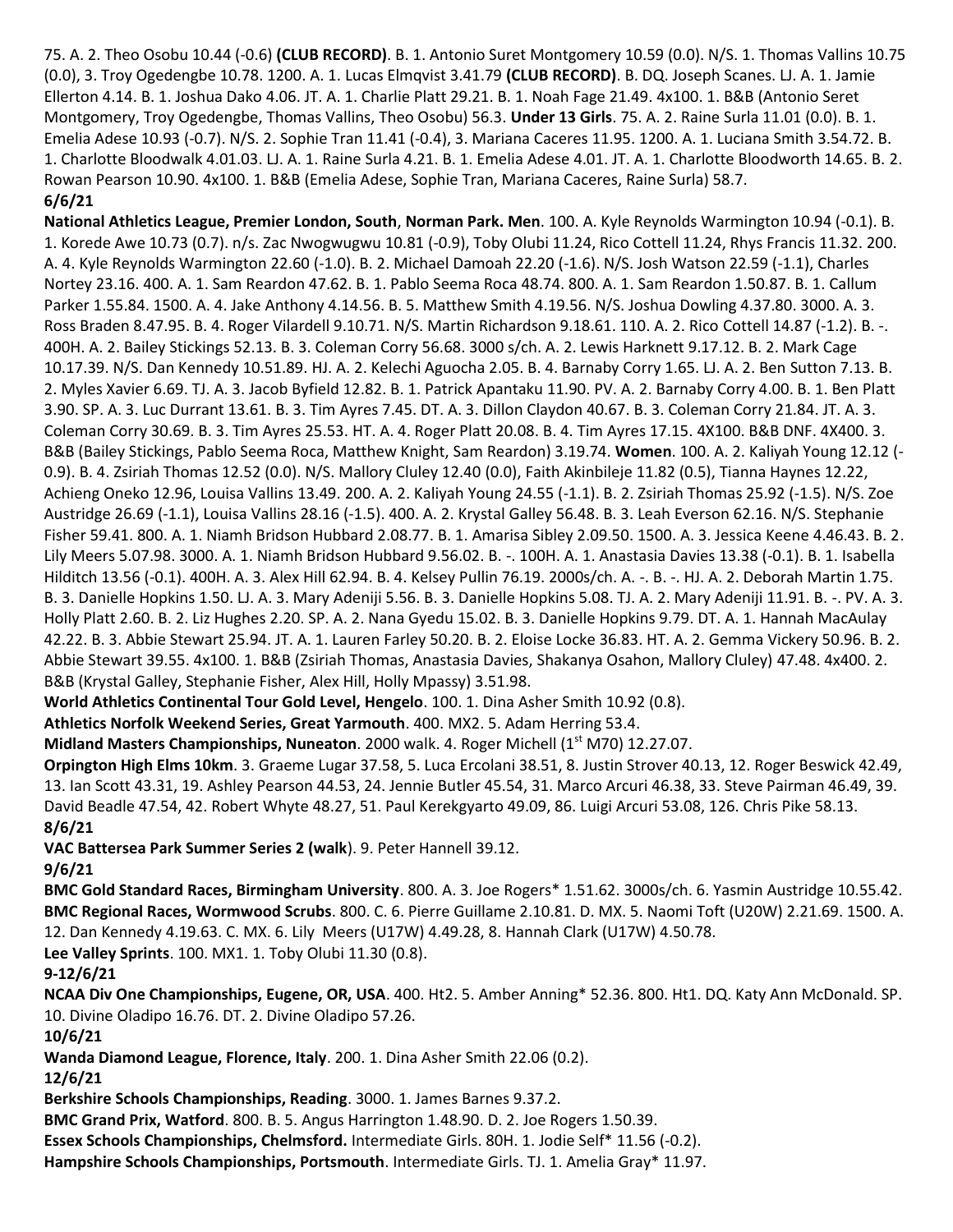75. A. 2. Theo Osobu 10.44 (-0.6) **(CLUB RECORD)**. B. 1. Antonio Suret Montgomery 10.59 (0.0). N/S. 1. Thomas Vallins 10.75 (0.0), 3. Troy Ogedengbe 10.78. 1200. A. 1. Lucas Elmqvist 3.41.79 **(CLUB RECORD)**. B. DQ. Joseph Scanes. LJ. A. 1. Jamie Ellerton 4.14. B. 1. Joshua Dako 4.06. JT. A. 1. Charlie Platt 29.21. B. 1. Noah Fage 21.49. 4x100. 1. B&B (Antonio Seret Montgomery, Troy Ogedengbe, Thomas Vallins, Theo Osobu) 56.3. **Under 13 Girls**. 75. A. 2. Raine Surla 11.01 (0.0). B. 1. Emelia Adese 10.93 (-0.7). N/S. 2. Sophie Tran 11.41 (-0.4), 3. Mariana Caceres 11.95. 1200. A. 1. Luciana Smith 3.54.72. B. 1. Charlotte Bloodwalk 4.01.03. LJ. A. 1. Raine Surla 4.21. B. 1. Emelia Adese 4.01. JT. A. 1. Charlotte Bloodworth 14.65. B. 2. Rowan Pearson 10.90. 4x100. 1. B&B (Emelia Adese, Sophie Tran, Mariana Caceres, Raine Surla) 58.7.

**6/6/21**

**National Athletics League, Premier London, South**, **Norman Park. Men**. 100. A. Kyle Reynolds Warmington 10.94 (-0.1). B. 1. Korede Awe 10.73 (0.7). n/s. Zac Nwogwugwu 10.81 (-0.9), Toby Olubi 11.24, Rico Cottell 11.24, Rhys Francis 11.32. 200. A. 4. Kyle Reynolds Warmington 22.60 (-1.0). B. 2. Michael Damoah 22.20 (-1.6). N/S. Josh Watson 22.59 (-1.1), Charles Nortey 23.16. 400. A. 1. Sam Reardon 47.62. B. 1. Pablo Seema Roca 48.74. 800. A. 1. Sam Reardon 1.50.87. B. 1. Callum Parker 1.55.84. 1500. A. 4. Jake Anthony 4.14.56. B. 5. Matthew Smith 4.19.56. N/S. Joshua Dowling 4.37.80. 3000. A. 3. Ross Braden 8.47.95. B. 4. Roger Vilardell 9.10.71. N/S. Martin Richardson 9.18.61. 110. A. 2. Rico Cottell 14.87 (-1.2). B. -. 400H. A. 2. Bailey Stickings 52.13. B. 3. Coleman Corry 56.68. 3000 s/ch. A. 2. Lewis Harknett 9.17.12. B. 2. Mark Cage 10.17.39. N/S. Dan Kennedy 10.51.89. HJ. A. 2. Kelechi Aguocha 2.05. B. 4. Barnaby Corry 1.65. LJ. A. 2. Ben Sutton 7.13. B. 2. Myles Xavier 6.69. TJ. A. 3. Jacob Byfield 12.82. B. 1. Patrick Apantaku 11.90. PV. A. 2. Barnaby Corry 4.00. B. 1. Ben Platt 3.90. SP. A. 3. Luc Durrant 13.61. B. 3. Tim Ayres 7.45. DT. A. 3. Dillon Claydon 40.67. B. 3. Coleman Corry 21.84. JT. A. 3. Coleman Corry 30.69. B. 3. Tim Ayres 25.53. HT. A. 4. Roger Platt 20.08. B. 4. Tim Ayres 17.15. 4X100. B&B DNF. 4X400. 3. B&B (Bailey Stickings, Pablo Seema Roca, Matthew Knight, Sam Reardon) 3.19.74. **Women**. 100. A. 2. Kaliyah Young 12.12 (-0.9). B. 4. Zsiriah Thomas 12.52 (0.0). N/S. Mallory Cluley 12.40 (0.0), Faith Akinbileje 11.82 (0.5), Tianna Haynes 12.22, Achieng Oneko 12.96, Louisa Vallins 13.49. 200. A. 2. Kaliyah Young 24.55 (-1.1). B. 2. Zsiriah Thomas 25.92 (-1.5). N/S. Zoe Austridge 26.69 (-1.1), Louisa Vallins 28.16 (-1.5). 400. A. 2. Krystal Galley 56.48. B. 3. Leah Everson 62.16. N/S. Stephanie Fisher 59.41. 800. A. 1. Niamh Bridson Hubbard 2.08.77. B. 1. Amarisa Sibley 2.09.50. 1500. A. 3. Jessica Keene 4.46.43. B. 2. Lily Meers 5.07.98. 3000. A. 1. Niamh Bridson Hubbard 9.56.02. B. -. 100H. A. 1. Anastasia Davies 13.38 (-0.1). B. 1. Isabella Hilditch 13.56 (-0.1). 400H. A. 3. Alex Hill 62.94. B. 4. Kelsey Pullin 76.19. 2000s/ch. A. -. B. -. HJ. A. 2. Deborah Martin 1.75. B. 3. Danielle Hopkins 1.50. LJ. A. 3. Mary Adeniji 5.56. B. 3. Danielle Hopkins 5.08. TJ. A. 2. Mary Adeniji 11.91. B. -. PV. A. 3. Holly Platt 2.60. B. 2. Liz Hughes 2.20. SP. A. 2. Nana Gyedu 15.02. B. 3. Danielle Hopkins 9.79. DT. A. 1. Hannah MacAulay 42.22. B. 3. Abbie Stewart 25.94. JT. A. 1. Lauren Farley 50.20. B. 2. Eloise Locke 36.83. HT. A. 2. Gemma Vickery 50.96. B. 2. Abbie Stewart 39.55. 4x100. 1. B&B (Zsiriah Thomas, Anastasia Davies, Shakanya Osahon, Mallory Cluley) 47.48. 4x400. 2. B&B (Krystal Galley, Stephanie Fisher, Alex Hill, Holly Mpassy) 3.51.98.

**World Athletics Continental Tour Gold Level, Hengelo**. 100. 1. Dina Asher Smith 10.92 (0.8).

**Athletics Norfolk Weekend Series, Great Yarmouth**. 400. MX2. 5. Adam Herring 53.4.

**Midland Masters Championships, Nuneaton**. 2000 walk. 4. Roger Michell (1st M70) 12.27.07.

**Orpington High Elms 10km**. 3. Graeme Lugar 37.58, 5. Luca Ercolani 38.51, 8. Justin Strover 40.13, 12. Roger Beswick 42.49, 13. Ian Scott 43.31, 19. Ashley Pearson 44.53, 24. Jennie Butler 45.54, 31. Marco Arcuri 46.38, 33. Steve Pairman 46.49, 39. David Beadle 47.54, 42. Robert Whyte 48.27, 51. Paul Kerekgyarto 49.09, 86. Luigi Arcuri 53.08, 126. Chris Pike 58.13.

**8/6/21**

**VAC Battersea Park Summer Series 2 (walk**). 9. Peter Hannell 39.12.

**9/6/21**

**BMC Gold Standard Races, Birmingham University**. 800. A. 3. Joe Rogers* 1.51.62. 3000s/ch. 6. Yasmin Austridge 10.55.42.

**BMC Regional Races, Wormwood Scrubs**. 800. C. 6. Pierre Guillame 2.10.81. D. MX. 5. Naomi Toft (U20W) 2.21.69. 1500. A. 12. Dan Kennedy 4.19.63. C. MX. 6. Lily Meers (U17W) 4.49.28, 8. Hannah Clark (U17W) 4.50.78.

**Lee Valley Sprints**. 100. MX1. 1. Toby Olubi 11.30 (0.8).

**9-12/6/21**

**NCAA Div One Championships, Eugene, OR, USA**. 400. Ht2. 5. Amber Anning* 52.36. 800. Ht1. DQ. Katy Ann McDonald. SP. 10. Divine Oladipo 16.76. DT. 2. Divine Oladipo 57.26.

**10/6/21**

**Wanda Diamond League, Florence, Italy**. 200. 1. Dina Asher Smith 22.06 (0.2).

**12/6/21**

**Berkshire Schools Championships, Reading**. 3000. 1. James Barnes 9.37.2.

**BMC Grand Prix, Watford**. 800. B. 5. Angus Harrington 1.48.90. D. 2. Joe Rogers 1.50.39.

**Essex Schools Championships, Chelmsford.** Intermediate Girls. 80H. 1. Jodie Self* 11.56 (-0.2).

**Hampshire Schools Championships, Portsmouth**. Intermediate Girls. TJ. 1. Amelia Gray* 11.97.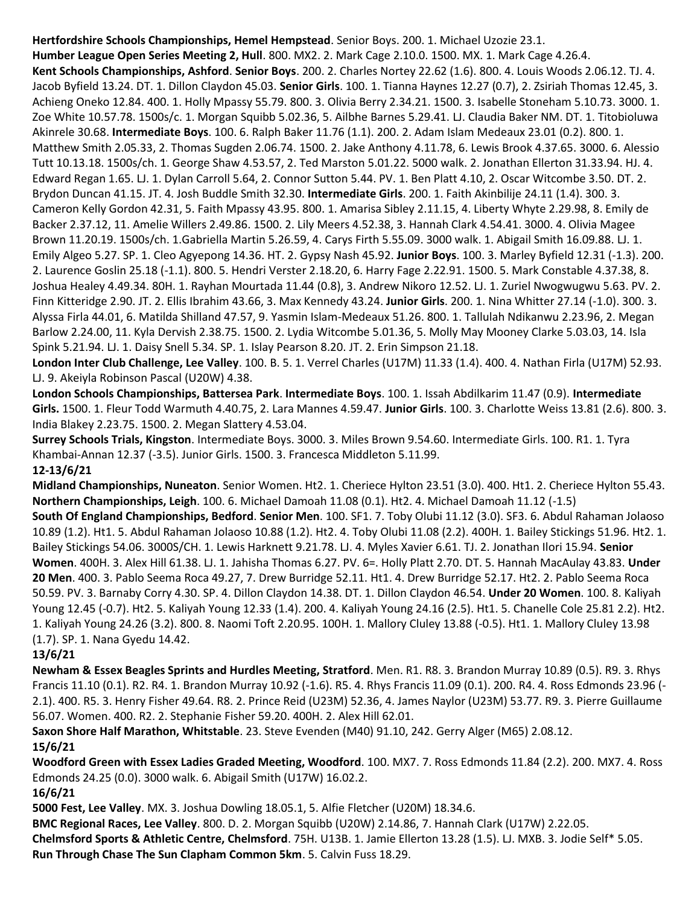**Hertfordshire Schools Championships, Hemel Hempstead**. Senior Boys. 200. 1. Michael Uzozie 23.1.

**Humber League Open Series Meeting 2, Hull**. 800. MX2. 2. Mark Cage 2.10.0. 1500. MX. 1. Mark Cage 4.26.4.

**Kent Schools Championships, Ashford**. **Senior Boys**. 200. 2. Charles Nortey 22.62 (1.6). 800. 4. Louis Woods 2.06.12. TJ. 4. Jacob Byfield 13.24. DT. 1. Dillon Claydon 45.03. **Senior Girls**. 100. 1. Tianna Haynes 12.27 (0.7), 2. Zsiriah Thomas 12.45, 3. Achieng Oneko 12.84. 400. 1. Holly Mpassy 55.79. 800. 3. Olivia Berry 2.34.21. 1500. 3. Isabelle Stoneham 5.10.73. 3000. 1. Zoe White 10.57.78. 1500s/c. 1. Morgan Squibb 5.02.36, 5. Ailbhe Barnes 5.29.41. LJ. Claudia Baker NM. DT. 1. Titobioluwa Akinrele 30.68. **Intermediate Boys**. 100. 6. Ralph Baker 11.76 (1.1). 200. 2. Adam Islam Medeaux 23.01 (0.2). 800. 1. Matthew Smith 2.05.33, 2. Thomas Sugden 2.06.74. 1500. 2. Jake Anthony 4.11.78, 6. Lewis Brook 4.37.65. 3000. 6. Alessio Tutt 10.13.18. 1500s/ch. 1. George Shaw 4.53.57, 2. Ted Marston 5.01.22. 5000 walk. 2. Jonathan Ellerton 31.33.94. HJ. 4. Edward Regan 1.65. LJ. 1. Dylan Carroll 5.64, 2. Connor Sutton 5.44. PV. 1. Ben Platt 4.10, 2. Oscar Witcombe 3.50. DT. 2. Brydon Duncan 41.15. JT. 4. Josh Buddle Smith 32.30. **Intermediate Girls**. 200. 1. Faith Akinbilije 24.11 (1.4). 300. 3. Cameron Kelly Gordon 42.31, 5. Faith Mpassy 43.95. 800. 1. Amarisa Sibley 2.11.15, 4. Liberty Whyte 2.29.98, 8. Emily de Backer 2.37.12, 11. Amelie Willers 2.49.86. 1500. 2. Lily Meers 4.52.38, 3. Hannah Clark 4.54.41. 3000. 4. Olivia Magee Brown 11.20.19. 1500s/ch. 1.Gabriella Martin 5.26.59, 4. Carys Firth 5.55.09. 3000 walk. 1. Abigail Smith 16.09.88. LJ. 1. Emily Algeo 5.27. SP. 1. Cleo Agyepong 14.36. HT. 2. Gypsy Nash 45.92. **Junior Boys**. 100. 3. Marley Byfield 12.31 (-1.3). 200. 2. Laurence Goslin 25.18 (-1.1). 800. 5. Hendri Verster 2.18.20, 6. Harry Fage 2.22.91. 1500. 5. Mark Constable 4.37.38, 8. Joshua Healey 4.49.34. 80H. 1. Rayhan Mourtada 11.44 (0.8), 3. Andrew Nikoro 12.52. LJ. 1. Zuriel Nwogwugwu 5.63. PV. 2. Finn Kitteridge 2.90. JT. 2. Ellis Ibrahim 43.66, 3. Max Kennedy 43.24. **Junior Girls**. 200. 1. Nina Whitter 27.14 (-1.0). 300. 3. Alyssa Firla 44.01, 6. Matilda Shilland 47.57, 9. Yasmin Islam-Medeaux 51.26. 800. 1. Tallulah Ndikanwu 2.23.96, 2. Megan Barlow 2.24.00, 11. Kyla Dervish 2.38.75. 1500. 2. Lydia Witcombe 5.01.36, 5. Molly May Mooney Clarke 5.03.03, 14. Isla Spink 5.21.94. LJ. 1. Daisy Snell 5.34. SP. 1. Islay Pearson 8.20. JT. 2. Erin Simpson 21.18.

**London Inter Club Challenge, Lee Valley**. 100. B. 5. 1. Verrel Charles (U17M) 11.33 (1.4). 400. 4. Nathan Firla (U17M) 52.93. LJ. 9. Akeiyla Robinson Pascal (U20W) 4.38.

**London Schools Championships, Battersea Park**. **Intermediate Boys**. 100. 1. Issah Abdilkarim 11.47 (0.9). **Intermediate Girls.** 1500. 1. Fleur Todd Warmuth 4.40.75, 2. Lara Mannes 4.59.47. **Junior Girls**. 100. 3. Charlotte Weiss 13.81 (2.6). 800. 3. India Blakey 2.23.75. 1500. 2. Megan Slattery 4.53.04.

**Surrey Schools Trials, Kingston**. Intermediate Boys. 3000. 3. Miles Brown 9.54.60. Intermediate Girls. 100. R1. 1. Tyra Khambai-Annan 12.37 (-3.5). Junior Girls. 1500. 3. Francesca Middleton 5.11.99.

**12-13/6/21**

**Midland Championships, Nuneaton**. Senior Women. Ht2. 1. Cheriece Hylton 23.51 (3.0). 400. Ht1. 2. Cheriece Hylton 55.43.

**Northern Championships, Leigh**. 100. 6. Michael Damoah 11.08 (0.1). Ht2. 4. Michael Damoah 11.12 (-1.5)

**South Of England Championships, Bedford**. **Senior Men**. 100. SF1. 7. Toby Olubi 11.12 (3.0). SF3. 6. Abdul Rahaman Jolaoso 10.89 (1.2). Ht1. 5. Abdul Rahaman Jolaoso 10.88 (1.2). Ht2. 4. Toby Olubi 11.08 (2.2). 400H. 1. Bailey Stickings 51.96. Ht2. 1. Bailey Stickings 54.06. 3000S/CH. 1. Lewis Harknett 9.21.78. LJ. 4. Myles Xavier 6.61. TJ. 2. Jonathan Ilori 15.94. **Senior Women**. 400H. 3. Alex Hill 61.38. LJ. 1. Jahisha Thomas 6.27. PV. 6=. Holly Platt 2.70. DT. 5. Hannah MacAulay 43.83. **Under 20 Men**. 400. 3. Pablo Seema Roca 49.27, 7. Drew Burridge 52.11. Ht1. 4. Drew Burridge 52.17. Ht2. 2. Pablo Seema Roca 50.59. PV. 3. Barnaby Corry 4.30. SP. 4. Dillon Claydon 14.38. DT. 1. Dillon Claydon 46.54. **Under 20 Women**. 100. 8. Kaliyah Young 12.45 (-0.7). Ht2. 5. Kaliyah Young 12.33 (1.4). 200. 4. Kaliyah Young 24.16 (2.5). Ht1. 5. Chanelle Cole 25.81 2.2). Ht2. 1. Kaliyah Young 24.26 (3.2). 800. 8. Naomi Toft 2.20.95. 100H. 1. Mallory Cluley 13.88 (-0.5). Ht1. 1. Mallory Cluley 13.98 (1.7). SP. 1. Nana Gyedu 14.42.

**13/6/21**

**Newham & Essex Beagles Sprints and Hurdles Meeting, Stratford**. Men. R1. R8. 3. Brandon Murray 10.89 (0.5). R9. 3. Rhys Francis 11.10 (0.1). R2. R4. 1. Brandon Murray 10.92 (-1.6). R5. 4. Rhys Francis 11.09 (0.1). 200. R4. 4. Ross Edmonds 23.96 (-2.1). 400. R5. 3. Henry Fisher 49.64. R8. 2. Prince Reid (U23M) 52.36, 4. James Naylor (U23M) 53.77. R9. 3. Pierre Guillaume 56.07. Women. 400. R2. 2. Stephanie Fisher 59.20. 400H. 2. Alex Hill 62.01.

**Saxon Shore Half Marathon, Whitstable**. 23. Steve Evenden (M40) 91.10, 242. Gerry Alger (M65) 2.08.12.

**15/6/21**

**Woodford Green with Essex Ladies Graded Meeting, Woodford**. 100. MX7. 7. Ross Edmonds 11.84 (2.2). 200. MX7. 4. Ross Edmonds 24.25 (0.0). 3000 walk. 6. Abigail Smith (U17W) 16.02.2.

**16/6/21**

**5000 Fest, Lee Valley**. MX. 3. Joshua Dowling 18.05.1, 5. Alfie Fletcher (U20M) 18.34.6.

**BMC Regional Races, Lee Valley**. 800. D. 2. Morgan Squibb (U20W) 2.14.86, 7. Hannah Clark (U17W) 2.22.05.

**Chelmsford Sports & Athletic Centre, Chelmsford**. 75H. U13B. 1. Jamie Ellerton 13.28 (1.5). LJ. MXB. 3. Jodie Self* 5.05.

**Run Through Chase The Sun Clapham Common 5km**. 5. Calvin Fuss 18.29.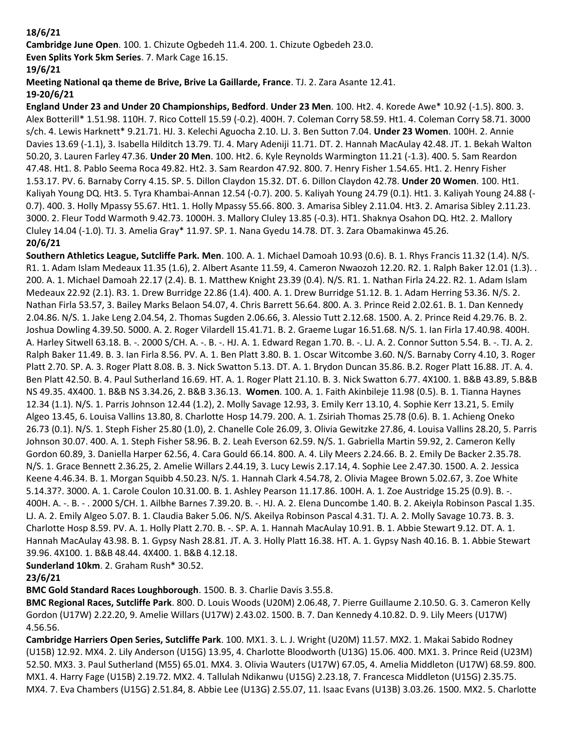**18/6/21**

**Cambridge June Open**. 100. 1. Chizute Ogbedeh 11.4. 200. 1. Chizute Ogbedeh 23.0.

**Even Splits York 5km Series**. 7. Mark Cage 16.15.

**19/6/21**

**Meeting National qa theme de Brive, Brive La Gaillarde, France**. TJ. 2. Zara Asante 12.41.

**19-20/6/21**

**England Under 23 and Under 20 Championships, Bedford**. **Under 23 Men**. 100. Ht2. 4. Korede Awe* 10.92 (-1.5). 800. 3. Alex Botterill* 1.51.98. 110H. 7. Rico Cottell 15.59 (-0.2). 400H. 7. Coleman Corry 58.59. Ht1. 4. Coleman Corry 58.71. 3000 s/ch. 4. Lewis Harknett* 9.21.71. HJ. 3. Kelechi Aguocha 2.10. LJ. 3. Ben Sutton 7.04. **Under 23 Women**. 100H. 2. Annie Davies 13.69 (-1,1), 3. Isabella Hilditch 13.79. TJ. 4. Mary Adeniji 11.71. DT. 2. Hannah MacAulay 42.48. JT. 1. Bekah Walton 50.20, 3. Lauren Farley 47.36. **Under 20 Men**. 100. Ht2. 6. Kyle Reynolds Warmington 11.21 (-1.3). 400. 5. Sam Reardon 47.48. Ht1. 8. Pablo Seema Roca 49.82. Ht2. 3. Sam Reardon 47.92. 800. 7. Henry Fisher 1.54.65. Ht1. 2. Henry Fisher 1.53.17. PV. 6. Barnaby Corry 4.15. SP. 5. Dillon Claydon 15.32. DT. 6. Dillon Claydon 42.78. **Under 20 Women**. 100. Ht1. Kaliyah Young DQ. Ht3. 5. Tyra Khambai-Annan 12.54 (-0.7). 200. 5. Kaliyah Young 24.79 (0.1). Ht1. 3. Kaliyah Young 24.88 (-0.7). 400. 3. Holly Mpassy 55.67. Ht1. 1. Holly Mpassy 55.66. 800. 3. Amarisa Sibley 2.11.04. Ht3. 2. Amarisa Sibley 2.11.23. 3000. 2. Fleur Todd Warmoth 9.42.73. 1000H. 3. Mallory Cluley 13.85 (-0.3). HT1. Shaknya Osahon DQ. Ht2. 2. Mallory Cluley 14.04 (-1.0). TJ. 3. Amelia Gray* 11.97. SP. 1. Nana Gyedu 14.78. DT. 3. Zara Obamakinwa 45.26.

**20/6/21**

**Southern Athletics League, Sutcliffe Park. Men**. 100. A. 1. Michael Damoah 10.93 (0.6). B. 1. Rhys Francis 11.32 (1.4). N/S. R1. 1. Adam Islam Medeaux 11.35 (1.6), 2. Albert Asante 11.59, 4. Cameron Nwaozoh 12.20. R2. 1. Ralph Baker 12.01 (1.3). . 200. A. 1. Michael Damoah 22.17 (2.4). B. 1. Matthew Knight 23.39 (0.4). N/S. R1. 1. Nathan Firla 24.22. R2. 1. Adam Islam Medeaux 22.92 (2.1). R3. 1. Drew Burridge 22.86 (1.4). 400. A. 1. Drew Burridge 51.12. B. 1. Adam Herring 53.36. N/S. 2. Nathan Firla 53.57, 3. Bailey Marks Belaon 54.07, 4. Chris Barrett 56.64. 800. A. 3. Prince Reid 2.02.61. B. 1. Dan Kennedy 2.04.86. N/S. 1. Jake Leng 2.04.54, 2. Thomas Sugden 2.06.66, 3. Alessio Tutt 2.12.68. 1500. A. 2. Prince Reid 4.29.76. B. 2. Joshua Dowling 4.39.50. 5000. A. 2. Roger Vilardell 15.41.71. B. 2. Graeme Lugar 16.51.68. N/S. 1. Ian Firla 17.40.98. 400H. A. Harley Sitwell 63.18. B. -. 2000 S/CH. A. -. B. -. HJ. A. 1. Edward Regan 1.70. B. -. LJ. A. 2. Connor Sutton 5.54. B. -. TJ. A. 2. Ralph Baker 11.49. B. 3. Ian Firla 8.56. PV. A. 1. Ben Platt 3.80. B. 1. Oscar Witcombe 3.60. N/S. Barnaby Corry 4.10, 3. Roger Platt 2.70. SP. A. 3. Roger Platt 8.08. B. 3. Nick Swatton 5.13. DT. A. 1. Brydon Duncan 35.86. B.2. Roger Platt 16.88. JT. A. 4. Ben Platt 42.50. B. 4. Paul Sutherland 16.69. HT. A. 1. Roger Platt 21.10. B. 3. Nick Swatton 6.77. 4X100. 1. B&B 43.89, 5.B&B NS 49.35. 4X400. 1. B&B NS 3.34.26, 2. B&B 3.36.13. **Women**. 100. A. 1. Faith Akinbileje 11.98 (0.5). B. 1. Tianna Haynes 12.34 (1.1). N/S. 1. Parris Johnson 12.44 (1.2), 2. Molly Savage 12.93, 3. Emily Kerr 13.10, 4. Sophie Kerr 13.21, 5. Emily Algeo 13.45, 6. Louisa Vallins 13.80, 8. Charlotte Hosp 14.79. 200. A. 1. Zsiriah Thomas 25.78 (0.6). B. 1. Achieng Oneko 26.73 (0.1). N/S. 1. Steph Fisher 25.80 (1.0), 2. Chanelle Cole 26.09, 3. Olivia Gewitzke 27.86, 4. Louisa Vallins 28.20, 5. Parris Johnson 30.07. 400. A. 1. Steph Fisher 58.96. B. 2. Leah Everson 62.59. N/S. 1. Gabriella Martin 59.92, 2. Cameron Kelly Gordon 60.89, 3. Daniella Harper 62.56, 4. Cara Gould 66.14. 800. A. 4. Lily Meers 2.24.66. B. 2. Emily De Backer 2.35.78. N/S. 1. Grace Bennett 2.36.25, 2. Amelie Willars 2.44.19, 3. Lucy Lewis 2.17.14, 4. Sophie Lee 2.47.30. 1500. A. 2. Jessica Keene 4.46.34. B. 1. Morgan Squibb 4.50.23. N/S. 1. Hannah Clark 4.54.78, 2. Olivia Magee Brown 5.02.67, 3. Zoe White 5.14.37?. 3000. A. 1. Carole Coulon 10.31.00. B. 1. Ashley Pearson 11.17.86. 100H. A. 1. Zoe Austridge 15.25 (0.9). B. -. 400H. A. -. B. - . 2000 S/CH. 1. Ailbhe Barnes 7.39.20. B. -. HJ. A. 2. Elena Duncombe 1.40. B. 2. Akeiyla Robinson Pascal 1.35. LJ. A. 2. Emily Algeo 5.07. B. 1. Claudia Baker 5.06. N/S. Akeilya Robinson Pascal 4.31. TJ. A. 2. Molly Savage 10.73. B. 3. Charlotte Hosp 8.59. PV. A. 1. Holly Platt 2.70. B. -. SP. A. 1. Hannah MacAulay 10.91. B. 1. Abbie Stewart 9.12. DT. A. 1. Hannah MacAulay 43.98. B. 1. Gypsy Nash 28.81. JT. A. 3. Holly Platt 16.38. HT. A. 1. Gypsy Nash 40.16. B. 1. Abbie Stewart 39.96. 4X100. 1. B&B 48.44. 4X400. 1. B&B 4.12.18.

**Sunderland 10km**. 2. Graham Rush* 30.52.

**23/6/21**

**BMC Gold Standard Races Loughborough**. 1500. B. 3. Charlie Davis 3.55.8.

**BMC Regional Races, Sutcliffe Park**. 800. D. Louis Woods (U20M) 2.06.48, 7. Pierre Guillaume 2.10.50. G. 3. Cameron Kelly Gordon (U17W) 2.22.20, 9. Amelie Willars (U17W) 2.43.02. 1500. B. 7. Dan Kennedy 4.10.82. D. 9. Lily Meers (U17W) 4.56.56.

**Cambridge Harriers Open Series, Sutcliffe Park**. 100. MX1. 3. L. J. Wright (U20M) 11.57. MX2. 1. Makai Sabido Rodney (U15B) 12.92. MX4. 2. Lily Anderson (U15G) 13.95, 4. Charlotte Bloodworth (U13G) 15.06. 400. MX1. 3. Prince Reid (U23M) 52.50. MX3. 3. Paul Sutherland (M55) 65.01. MX4. 3. Olivia Wauters (U17W) 67.05, 4. Amelia Middleton (U17W) 68.59. 800. MX1. 4. Harry Fage (U15B) 2.19.72. MX2. 4. Tallulah Ndikanwu (U15G) 2.23.18, 7. Francesca Middleton (U15G) 2.35.75. MX4. 7. Eva Chambers (U15G) 2.51.84, 8. Abbie Lee (U13G) 2.55.07, 11. Isaac Evans (U13B) 3.03.26. 1500. MX2. 5. Charlotte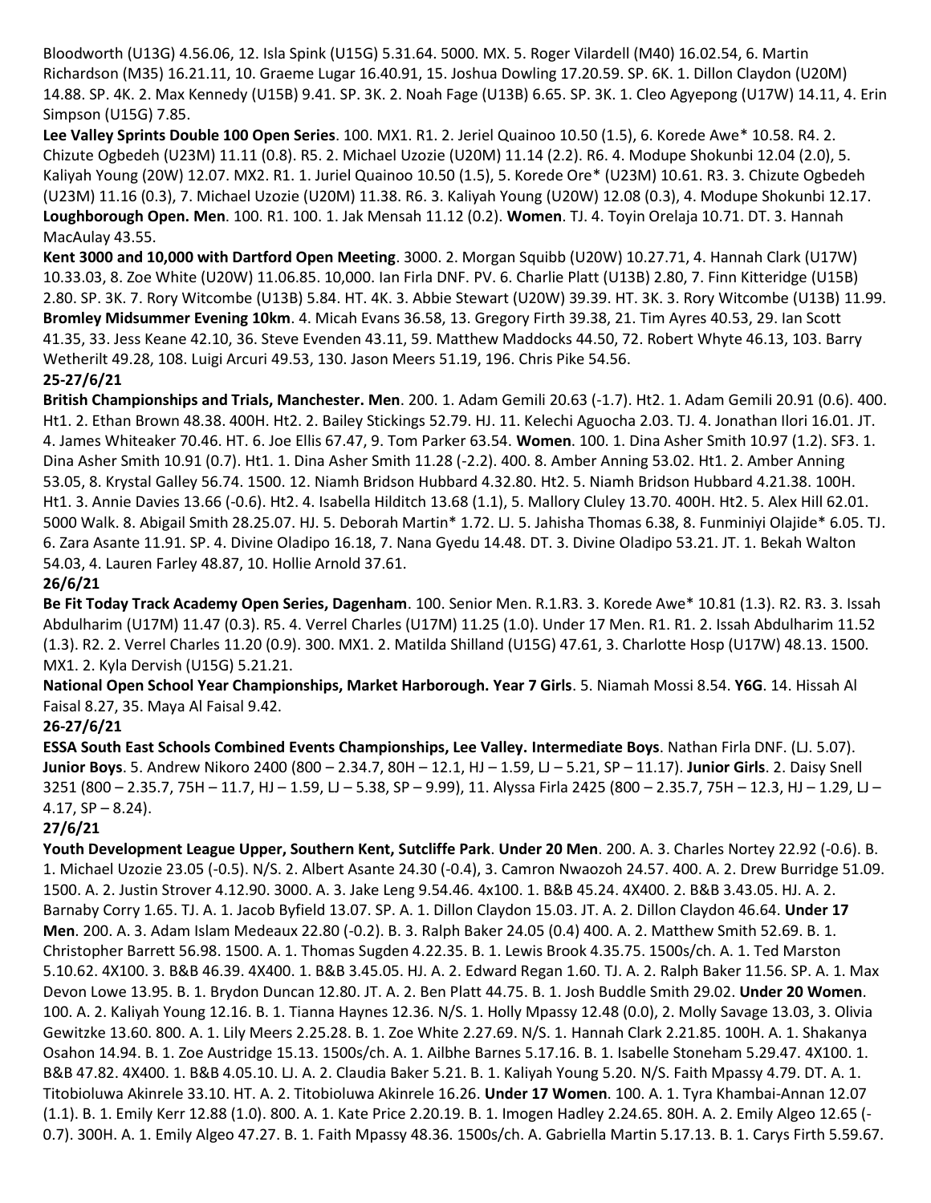Bloodworth (U13G) 4.56.06, 12. Isla Spink (U15G) 5.31.64. 5000. MX. 5. Roger Vilardell (M40) 16.02.54, 6. Martin Richardson (M35) 16.21.11, 10. Graeme Lugar 16.40.91, 15. Joshua Dowling 17.20.59. SP. 6K. 1. Dillon Claydon (U20M) 14.88. SP. 4K. 2. Max Kennedy (U15B) 9.41. SP. 3K. 2. Noah Fage (U13B) 6.65. SP. 3K. 1. Cleo Agyepong (U17W) 14.11, 4. Erin Simpson (U15G) 7.85.

**Lee Valley Sprints Double 100 Open Series**. 100. MX1. R1. 2. Jeriel Quainoo 10.50 (1.5), 6. Korede Awe* 10.58. R4. 2. Chizute Ogbedeh (U23M) 11.11 (0.8). R5. 2. Michael Uzozie (U20M) 11.14 (2.2). R6. 4. Modupe Shokunbi 12.04 (2.0), 5. Kaliyah Young (20W) 12.07. MX2. R1. 1. Juriel Quainoo 10.50 (1.5), 5. Korede Ore* (U23M) 10.61. R3. 3. Chizute Ogbedeh (U23M) 11.16 (0.3), 7. Michael Uzozie (U20M) 11.38. R6. 3. Kaliyah Young (U20W) 12.08 (0.3), 4. Modupe Shokunbi 12.17.

**Loughborough Open. Men**. 100. R1. 100. 1. Jak Mensah 11.12 (0.2). **Women**. TJ. 4. Toyin Orelaja 10.71. DT. 3. Hannah MacAulay 43.55.

**Kent 3000 and 10,000 with Dartford Open Meeting**. 3000. 2. Morgan Squibb (U20W) 10.27.71, 4. Hannah Clark (U17W) 10.33.03, 8. Zoe White (U20W) 11.06.85. 10,000. Ian Firla DNF. PV. 6. Charlie Platt (U13B) 2.80, 7. Finn Kitteridge (U15B) 2.80. SP. 3K. 7. Rory Witcombe (U13B) 5.84. HT. 4K. 3. Abbie Stewart (U20W) 39.39. HT. 3K. 3. Rory Witcombe (U13B) 11.99.

**Bromley Midsummer Evening 10km**. 4. Micah Evans 36.58, 13. Gregory Firth 39.38, 21. Tim Ayres 40.53, 29. Ian Scott 41.35, 33. Jess Keane 42.10, 36. Steve Evenden 43.11, 59. Matthew Maddocks 44.50, 72. Robert Whyte 46.13, 103. Barry Wetherilt 49.28, 108. Luigi Arcuri 49.53, 130. Jason Meers 51.19, 196. Chris Pike 54.56.

**25-27/6/21**

**British Championships and Trials, Manchester. Men**. 200. 1. Adam Gemili 20.63 (-1.7). Ht2. 1. Adam Gemili 20.91 (0.6). 400. Ht1. 2. Ethan Brown 48.38. 400H. Ht2. 2. Bailey Stickings 52.79. HJ. 11. Kelechi Aguocha 2.03. TJ. 4. Jonathan Ilori 16.01. JT. 4. James Whiteaker 70.46. HT. 6. Joe Ellis 67.47, 9. Tom Parker 63.54. **Women**. 100. 1. Dina Asher Smith 10.97 (1.2). SF3. 1. Dina Asher Smith 10.91 (0.7). Ht1. 1. Dina Asher Smith 11.28 (-2.2). 400. 8. Amber Anning 53.02. Ht1. 2. Amber Anning 53.05, 8. Krystal Galley 56.74. 1500. 12. Niamh Bridson Hubbard 4.32.80. Ht2. 5. Niamh Bridson Hubbard 4.21.38. 100H. Ht1. 3. Annie Davies 13.66 (-0.6). Ht2. 4. Isabella Hilditch 13.68 (1.1), 5. Mallory Cluley 13.70. 400H. Ht2. 5. Alex Hill 62.01. 5000 Walk. 8. Abigail Smith 28.25.07. HJ. 5. Deborah Martin* 1.72. LJ. 5. Jahisha Thomas 6.38, 8. Funminiyi Olajide* 6.05. TJ. 6. Zara Asante 11.91. SP. 4. Divine Oladipo 16.18, 7. Nana Gyedu 14.48. DT. 3. Divine Oladipo 53.21. JT. 1. Bekah Walton 54.03, 4. Lauren Farley 48.87, 10. Hollie Arnold 37.61.

**26/6/21**

**Be Fit Today Track Academy Open Series, Dagenham**. 100. Senior Men. R.1.R3. 3. Korede Awe* 10.81 (1.3). R2. R3. 3. Issah Abdulharim (U17M) 11.47 (0.3). R5. 4. Verrel Charles (U17M) 11.25 (1.0). Under 17 Men. R1. R1. 2. Issah Abdulharim 11.52 (1.3). R2. 2. Verrel Charles 11.20 (0.9). 300. MX1. 2. Matilda Shilland (U15G) 47.61, 3. Charlotte Hosp (U17W) 48.13. 1500. MX1. 2. Kyla Dervish (U15G) 5.21.21.

**National Open School Year Championships, Market Harborough. Year 7 Girls**. 5. Niamah Mossi 8.54. **Y6G**. 14. Hissah Al Faisal 8.27, 35. Maya Al Faisal 9.42.

**26-27/6/21**

**ESSA South East Schools Combined Events Championships, Lee Valley. Intermediate Boys**. Nathan Firla DNF. (LJ. 5.07). **Junior Boys**. 5. Andrew Nikoro 2400 (800 – 2.34.7, 80H – 12.1, HJ – 1.59, LJ – 5.21, SP – 11.17). **Junior Girls**. 2. Daisy Snell 3251 (800 – 2.35.7, 75H – 11.7, HJ – 1.59, LJ – 5.38, SP – 9.99), 11. Alyssa Firla 2425 (800 – 2.35.7, 75H – 12.3, HJ – 1.29, LJ – 4.17, SP – 8.24).

**27/6/21**

**Youth Development League Upper, Southern Kent, Sutcliffe Park**. **Under 20 Men**. 200. A. 3. Charles Nortey 22.92 (-0.6). B. 1. Michael Uzozie 23.05 (-0.5). N/S. 2. Albert Asante 24.30 (-0.4), 3. Camron Nwaozoh 24.57. 400. A. 2. Drew Burridge 51.09. 1500. A. 2. Justin Strover 4.12.90. 3000. A. 3. Jake Leng 9.54.46. 4x100. 1. B&B 45.24. 4X400. 2. B&B 3.43.05. HJ. A. 2. Barnaby Corry 1.65. TJ. A. 1. Jacob Byfield 13.07. SP. A. 1. Dillon Claydon 15.03. JT. A. 2. Dillon Claydon 46.64. **Under 17 Men**. 200. A. 3. Adam Islam Medeaux 22.80 (-0.2). B. 3. Ralph Baker 24.05 (0.4) 400. A. 2. Matthew Smith 52.69. B. 1. Christopher Barrett 56.98. 1500. A. 1. Thomas Sugden 4.22.35. B. 1. Lewis Brook 4.35.75. 1500s/ch. A. 1. Ted Marston 5.10.62. 4X100. 3. B&B 46.39. 4X400. 1. B&B 3.45.05. HJ. A. 2. Edward Regan 1.60. TJ. A. 2. Ralph Baker 11.56. SP. A. 1. Max Devon Lowe 13.95. B. 1. Brydon Duncan 12.80. JT. A. 2. Ben Platt 44.75. B. 1. Josh Buddle Smith 29.02. **Under 20 Women**. 100. A. 2. Kaliyah Young 12.16. B. 1. Tianna Haynes 12.36. N/S. 1. Holly Mpassy 12.48 (0.0), 2. Molly Savage 13.03, 3. Olivia Gewitzke 13.60. 800. A. 1. Lily Meers 2.25.28. B. 1. Zoe White 2.27.69. N/S. 1. Hannah Clark 2.21.85. 100H. A. 1. Shakanya Osahon 14.94. B. 1. Zoe Austridge 15.13. 1500s/ch. A. 1. Ailbhe Barnes 5.17.16. B. 1. Isabelle Stoneham 5.29.47. 4X100. 1. B&B 47.82. 4X400. 1. B&B 4.05.10. LJ. A. 2. Claudia Baker 5.21. B. 1. Kaliyah Young 5.20. N/S. Faith Mpassy 4.79. DT. A. 1. Titobioluwa Akinrele 33.10. HT. A. 2. Titobioluwa Akinrele 16.26. **Under 17 Women**. 100. A. 1. Tyra Khambai-Annan 12.07 (1.1). B. 1. Emily Kerr 12.88 (1.0). 800. A. 1. Kate Price 2.20.19. B. 1. Imogen Hadley 2.24.65. 80H. A. 2. Emily Algeo 12.65 (-0.7). 300H. A. 1. Emily Algeo 47.27. B. 1. Faith Mpassy 48.36. 1500s/ch. A. Gabriella Martin 5.17.13. B. 1. Carys Firth 5.59.67.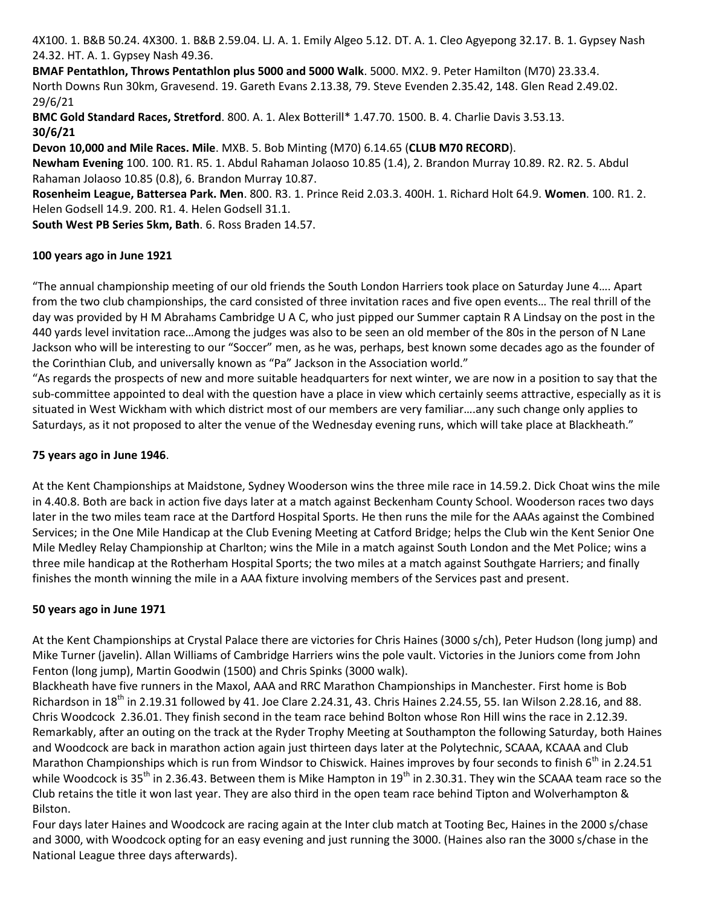4X100. 1. B&B 50.24. 4X300. 1. B&B 2.59.04. LJ. A. 1. Emily Algeo 5.12. DT. A. 1. Cleo Agyepong 32.17. B. 1. Gypsey Nash 24.32. HT. A. 1. Gypsey Nash 49.36.

**BMAF Pentathlon, Throws Pentathlon plus 5000 and 5000 Walk**. 5000. MX2. 9. Peter Hamilton (M70) 23.33.4.

North Downs Run 30km, Gravesend. 19. Gareth Evans 2.13.38, 79. Steve Evenden 2.35.42, 148. Glen Read 2.49.02.

29/6/21

**BMC Gold Standard Races, Stretford**. 800. A. 1. Alex Botterill* 1.47.70. 1500. B. 4. Charlie Davis 3.53.13.

**30/6/21**

**Devon 10,000 and Mile Races. Mile**. MXB. 5. Bob Minting (M70) 6.14.65 (**CLUB M70 RECORD**).

**Newham Evening** 100. 100. R1. R5. 1. Abdul Rahaman Jolaoso 10.85 (1.4), 2. Brandon Murray 10.89. R2. R2. 5. Abdul Rahaman Jolaoso 10.85 (0.8), 6. Brandon Murray 10.87.

**Rosenheim League, Battersea Park. Men**. 800. R3. 1. Prince Reid 2.03.3. 400H. 1. Richard Holt 64.9. **Women**. 100. R1. 2. Helen Godsell 14.9. 200. R1. 4. Helen Godsell 31.1.

**South West PB Series 5km, Bath**. 6. Ross Braden 14.57.

**100 years ago in June 1921**

"The annual championship meeting of our old friends the South London Harriers took place on Saturday June 4…. Apart from the two club championships, the card consisted of three invitation races and five open events… The real thrill of the day was provided by H M Abrahams Cambridge U A C, who just pipped our Summer captain R A Lindsay on the post in the 440 yards level invitation race…Among the judges was also to be seen an old member of the 80s in the person of N Lane Jackson who will be interesting to our "Soccer" men, as he was, perhaps, best known some decades ago as the founder of the Corinthian Club, and universally known as "Pa" Jackson in the Association world."

"As regards the prospects of new and more suitable headquarters for next winter, we are now in a position to say that the sub-committee appointed to deal with the question have a place in view which certainly seems attractive, especially as it is situated in West Wickham with which district most of our members are very familiar….any such change only applies to Saturdays, as it not proposed to alter the venue of the Wednesday evening runs, which will take place at Blackheath."

**75 years ago in June 1946**.

At the Kent Championships at Maidstone, Sydney Wooderson wins the three mile race in 14.59.2. Dick Choat wins the mile in 4.40.8. Both are back in action five days later at a match against Beckenham County School. Wooderson races two days later in the two miles team race at the Dartford Hospital Sports. He then runs the mile for the AAAs against the Combined Services; in the One Mile Handicap at the Club Evening Meeting at Catford Bridge; helps the Club win the Kent Senior One Mile Medley Relay Championship at Charlton; wins the Mile in a match against South London and the Met Police; wins a three mile handicap at the Rotherham Hospital Sports; the two miles at a match against Southgate Harriers; and finally finishes the month winning the mile in a AAA fixture involving members of the Services past and present.

**50 years ago in June 1971**

At the Kent Championships at Crystal Palace there are victories for Chris Haines (3000 s/ch), Peter Hudson (long jump) and Mike Turner (javelin). Allan Williams of Cambridge Harriers wins the pole vault. Victories in the Juniors come from John Fenton (long jump), Martin Goodwin (1500) and Chris Spinks (3000 walk).

Blackheath have five runners in the Maxol, AAA and RRC Marathon Championships in Manchester. First home is Bob Richardson in 18th in 2.19.31 followed by 41. Joe Clare 2.24.31, 43. Chris Haines 2.24.55, 55. Ian Wilson 2.28.16, and 88. Chris Woodcock 2.36.01. They finish second in the team race behind Bolton whose Ron Hill wins the race in 2.12.39. Remarkably, after an outing on the track at the Ryder Trophy Meeting at Southampton the following Saturday, both Haines and Woodcock are back in marathon action again just thirteen days later at the Polytechnic, SCAAA, KCAAA and Club Marathon Championships which is run from Windsor to Chiswick. Haines improves by four seconds to finish 6th in 2.24.51 while Woodcock is 35th in 2.36.43. Between them is Mike Hampton in 19th in 2.30.31. They win the SCAAA team race so the Club retains the title it won last year. They are also third in the open team race behind Tipton and Wolverhampton & Bilston.

Four days later Haines and Woodcock are racing again at the Inter club match at Tooting Bec, Haines in the 2000 s/chase and 3000, with Woodcock opting for an easy evening and just running the 3000. (Haines also ran the 3000 s/chase in the National League three days afterwards).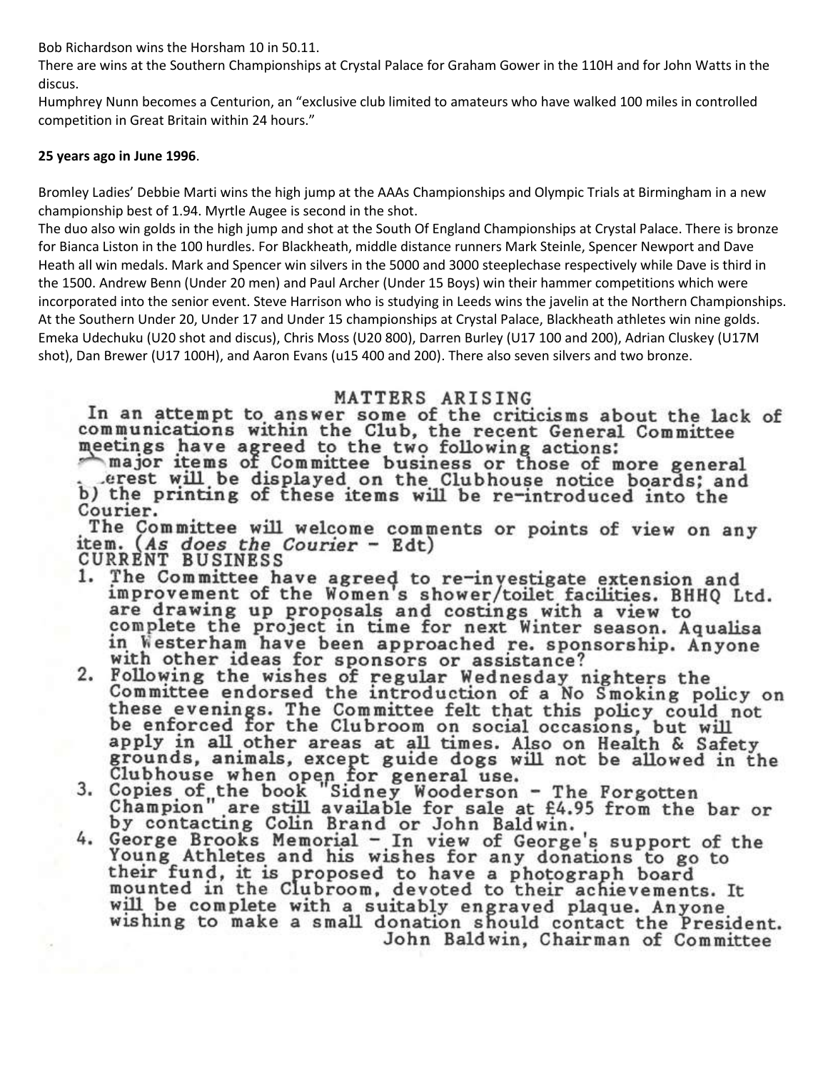Bob Richardson wins the Horsham 10 in 50.11.

There are wins at the Southern Championships at Crystal Palace for Graham Gower in the 110H and for John Watts in the discus.

Humphrey Nunn becomes a Centurion, an "exclusive club limited to amateurs who have walked 100 miles in controlled competition in Great Britain within 24 hours."

**25 years ago in June 1996**.

Bromley Ladies' Debbie Marti wins the high jump at the AAAs Championships and Olympic Trials at Birmingham in a new championship best of 1.94. Myrtle Augee is second in the shot.

The duo also win golds in the high jump and shot at the South Of England Championships at Crystal Palace. There is bronze for Bianca Liston in the 100 hurdles. For Blackheath, middle distance runners Mark Steinle, Spencer Newport and Dave Heath all win medals. Mark and Spencer win silvers in the 5000 and 3000 steeplechase respectively while Dave is third in the 1500. Andrew Benn (Under 20 men) and Paul Archer (Under 15 Boys) win their hammer competitions which were incorporated into the senior event. Steve Harrison who is studying in Leeds wins the javelin at the Northern Championships. At the Southern Under 20, Under 17 and Under 15 championships at Crystal Palace, Blackheath athletes win nine golds. Emeka Udechuku (U20 shot and discus), Chris Moss (U20 800), Darren Burley (U17 100 and 200), Adrian Cluskey (U17M shot), Dan Brewer (U17 100H), and Aaron Evans (u15 400 and 200). There also seven silvers and two bronze.

## MATTERS ARISING

In an attempt to answer some of the criticisms about the lack of communications within the Club, the recent General Committee meetings have agreed to the two following actions:
a) major items of Committee business or those of more general interest will be displayed on the Clubhouse notice boards; and
b) the printing of these items will be re-introduced into the Courier.

The Committee will welcome comments or points of view on any item. (*As does the Courier* - Edt)

### CURRENT BUSINESS

1. The Committee have agreed to re-investigate extension and improvement of the Women's shower/toilet facilities. BHHQ Ltd. are drawing up proposals and costings with a view to complete the project in time for next Winter season. Aqualisa in Westerham have been approached re. sponsorship. Anyone with other ideas for sponsors or assistance?
2. Following the wishes of regular Wednesday nighters the Committee endorsed the introduction of a No Smoking policy on these evenings. The Committee felt that this policy could not be enforced for the Clubroom on social occasions, but will apply in all other areas at all times. Also on Health & Safety grounds, animals, except guide dogs will not be allowed in the Clubhouse when open for general use.
3. Copies of the book "Sidney Wooderson - The Forgotten Champion" are still available for sale at £4.95 from the bar or by contacting Colin Brand or John Baldwin.
4. George Brooks Memorial - In view of George's support of the Young Athletes and his wishes for any donations to go to their fund, it is proposed to have a photograph board mounted in the Clubroom, devoted to their achievements. It will be complete with a suitably engraved plaque. Anyone wishing to make a small donation should contact the President.

John Baldwin, Chairman of Committee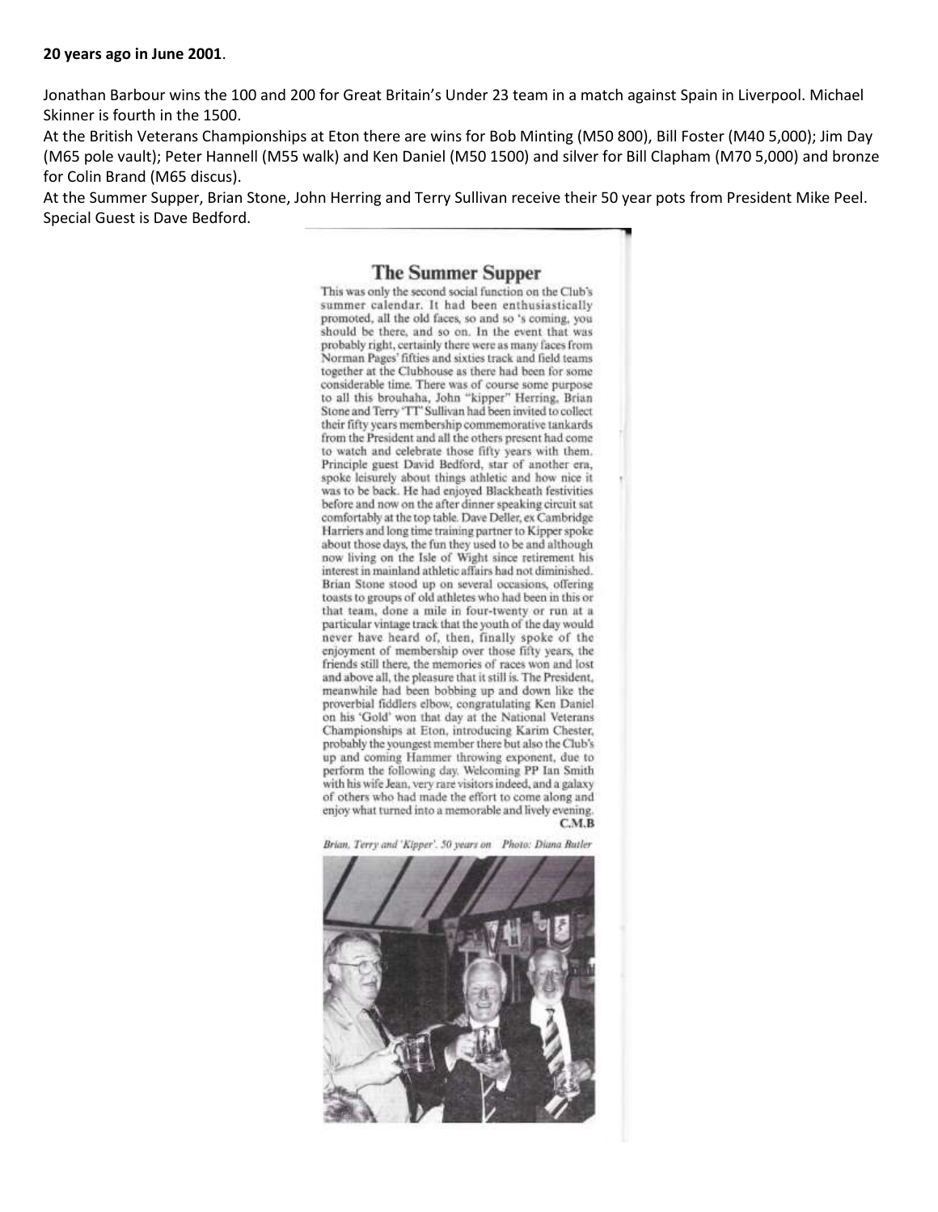**20 years ago in June 2001**.

Jonathan Barbour wins the 100 and 200 for Great Britain's Under 23 team in a match against Spain in Liverpool. Michael Skinner is fourth in the 1500.

At the British Veterans Championships at Eton there are wins for Bob Minting (M50 800), Bill Foster (M40 5,000); Jim Day (M65 pole vault); Peter Hannell (M55 walk) and Ken Daniel (M50 1500) and silver for Bill Clapham (M70 5,000) and bronze for Colin Brand (M65 discus).

At the Summer Supper, Brian Stone, John Herring and Terry Sullivan receive their 50 year pots from President Mike Peel. Special Guest is Dave Bedford.

## The Summer Supper

This was only the second social function on the Club's summer calendar. It had been enthusiastically promoted, all the old faces, so and so 's coming, you should be there, and so on. In the event that was probably right, certainly there were as many faces from Norman Pages' fifties and sixties track and field teams together at the Clubhouse as there had been for some considerable time. There was of course some purpose to all this brouhaha, John "kipper" Herring, Brian Stone and Terry 'TT' Sullivan had been invited to collect their fifty years membership commemorative tankards from the President and all the others present had come to watch and celebrate those fifty years with them. Principle guest David Bedford, star of another era, spoke leisurely about things athletic and how nice it was to be back. He had enjoyed Blackheath festivities before and now on the after dinner speaking circuit sat comfortably at the top table. Dave Deller, ex Cambridge Harriers and long time training partner to Kipper spoke about those days, the fun they used to be and although now living on the Isle of Wight since retirement his interest in mainland athletic affairs had not diminished. Brian Stone stood up on several occasions, offering toasts to groups of old athletes who had been in this or that team, done a mile in four-twenty or run at a particular vintage track that the youth of the day would never have heard of, then, finally spoke of the enjoyment of membership over those fifty years, the friends still there, the memories of races won and lost and above all, the pleasure that it still is. The President, meanwhile had been bobbing up and down like the proverbial fiddlers elbow, congratulating Ken Daniel on his 'Gold' won that day at the National Veterans Championships at Eton, introducing Karim Chester, probably the youngest member there but also the Club's up and coming Hammer throwing exponent, due to perform the following day. Welcoming PP Ian Smith with his wife Jean, very rare visitors indeed, and a galaxy of others who had made the effort to come along and enjoy what turned into a memorable and lively evening.

C.M.B

*Brian, Terry and 'Kipper'. 50 years on Photo: Diana Butler*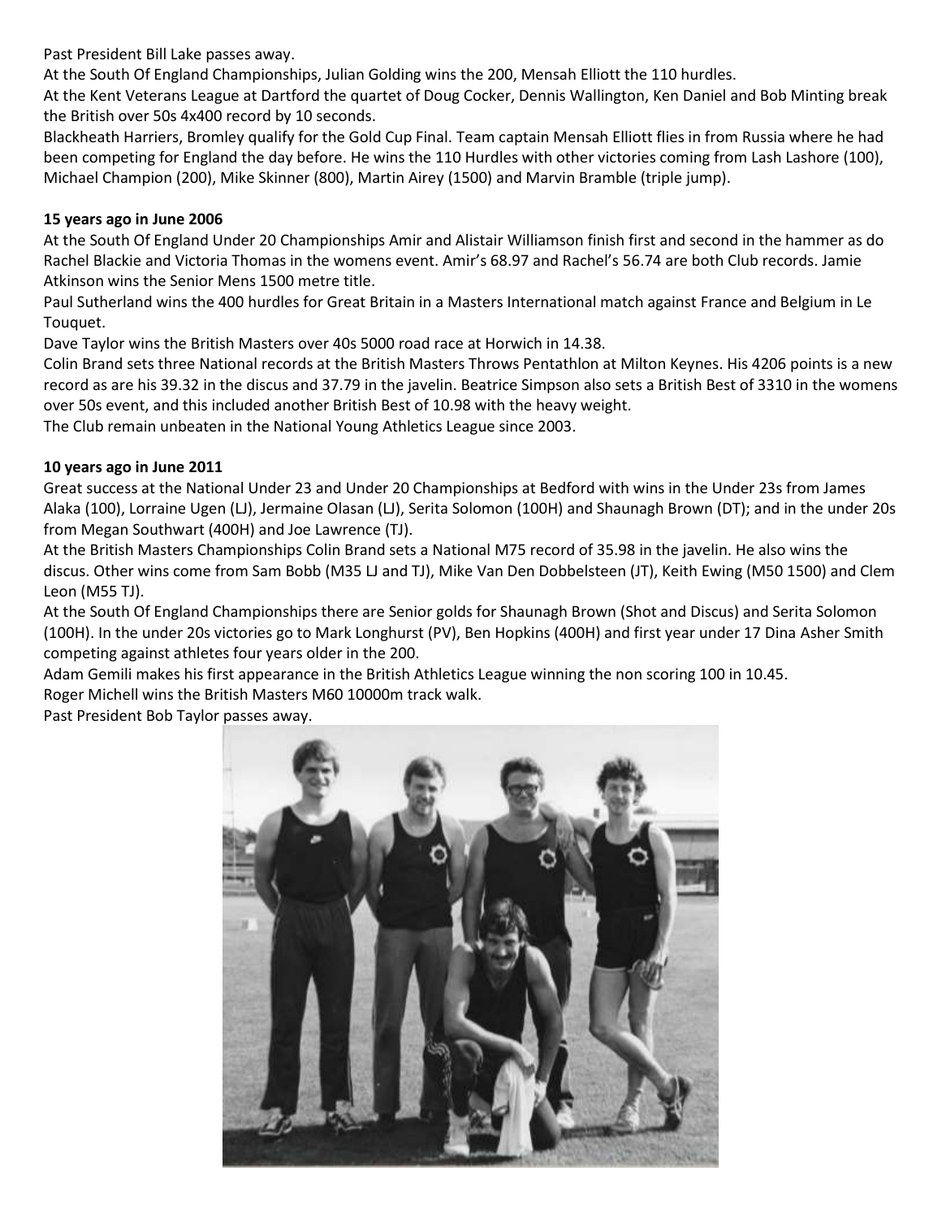Past President Bill Lake passes away.

At the South Of England Championships, Julian Golding wins the 200, Mensah Elliott the 110 hurdles.

At the Kent Veterans League at Dartford the quartet of Doug Cocker, Dennis Wallington, Ken Daniel and Bob Minting break the British over 50s 4x400 record by 10 seconds.

Blackheath Harriers, Bromley qualify for the Gold Cup Final. Team captain Mensah Elliott flies in from Russia where he had been competing for England the day before. He wins the 110 Hurdles with other victories coming from Lash Lashore (100), Michael Champion (200), Mike Skinner (800), Martin Airey (1500) and Marvin Bramble (triple jump).

**15 years ago in June 2006**

At the South Of England Under 20 Championships Amir and Alistair Williamson finish first and second in the hammer as do Rachel Blackie and Victoria Thomas in the womens event. Amir's 68.97 and Rachel's 56.74 are both Club records. Jamie Atkinson wins the Senior Mens 1500 metre title.

Paul Sutherland wins the 400 hurdles for Great Britain in a Masters International match against France and Belgium in Le Touquet.

Dave Taylor wins the British Masters over 40s 5000 road race at Horwich in 14.38.

Colin Brand sets three National records at the British Masters Throws Pentathlon at Milton Keynes. His 4206 points is a new record as are his 39.32 in the discus and 37.79 in the javelin. Beatrice Simpson also sets a British Best of 3310 in the womens over 50s event, and this included another British Best of 10.98 with the heavy weight.

The Club remain unbeaten in the National Young Athletics League since 2003.

**10 years ago in June 2011**

Great success at the National Under 23 and Under 20 Championships at Bedford with wins in the Under 23s from James Alaka (100), Lorraine Ugen (LJ), Jermaine Olasan (LJ), Serita Solomon (100H) and Shaunagh Brown (DT); and in the under 20s from Megan Southwart (400H) and Joe Lawrence (TJ).

At the British Masters Championships Colin Brand sets a National M75 record of 35.98 in the javelin. He also wins the discus. Other wins come from Sam Bobb (M35 LJ and TJ), Mike Van Den Dobbelsteen (JT), Keith Ewing (M50 1500) and Clem Leon (M55 TJ).

At the South Of England Championships there are Senior golds for Shaunagh Brown (Shot and Discus) and Serita Solomon (100H). In the under 20s victories go to Mark Longhurst (PV), Ben Hopkins (400H) and first year under 17 Dina Asher Smith competing against athletes four years older in the 200.

Adam Gemili makes his first appearance in the British Athletics League winning the non scoring 100 in 10.45.

Roger Michell wins the British Masters M60 10000m track walk.

Past President Bob Taylor passes away.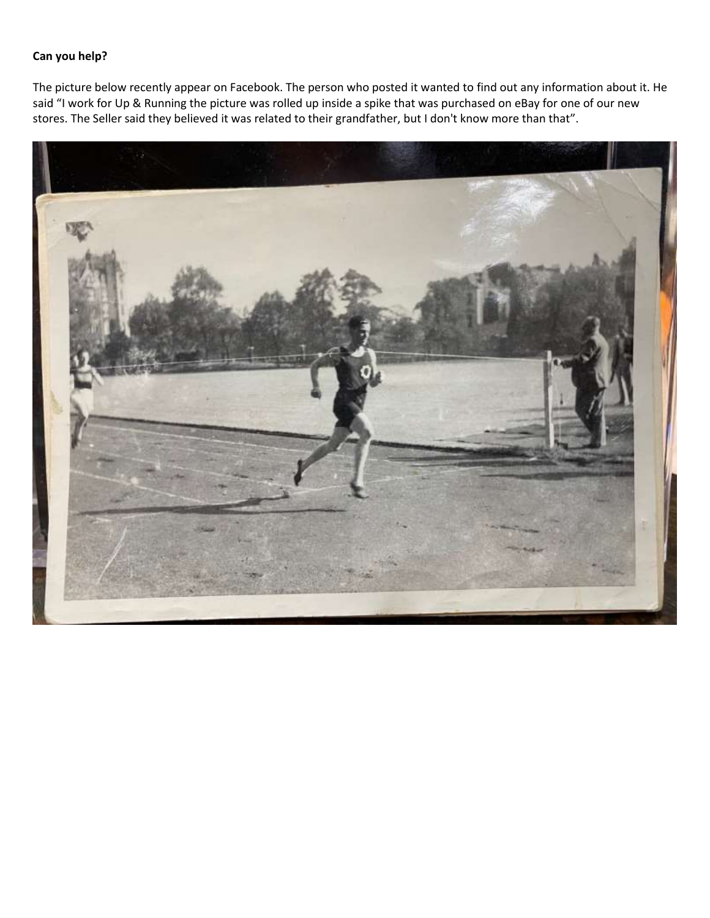**Can you help?**

The picture below recently appear on Facebook. The person who posted it wanted to find out any information about it. He said "I work for Up & Running the picture was rolled up inside a spike that was purchased on eBay for one of our new stores. The Seller said they believed it was related to their grandfather, but I don't know more than that".